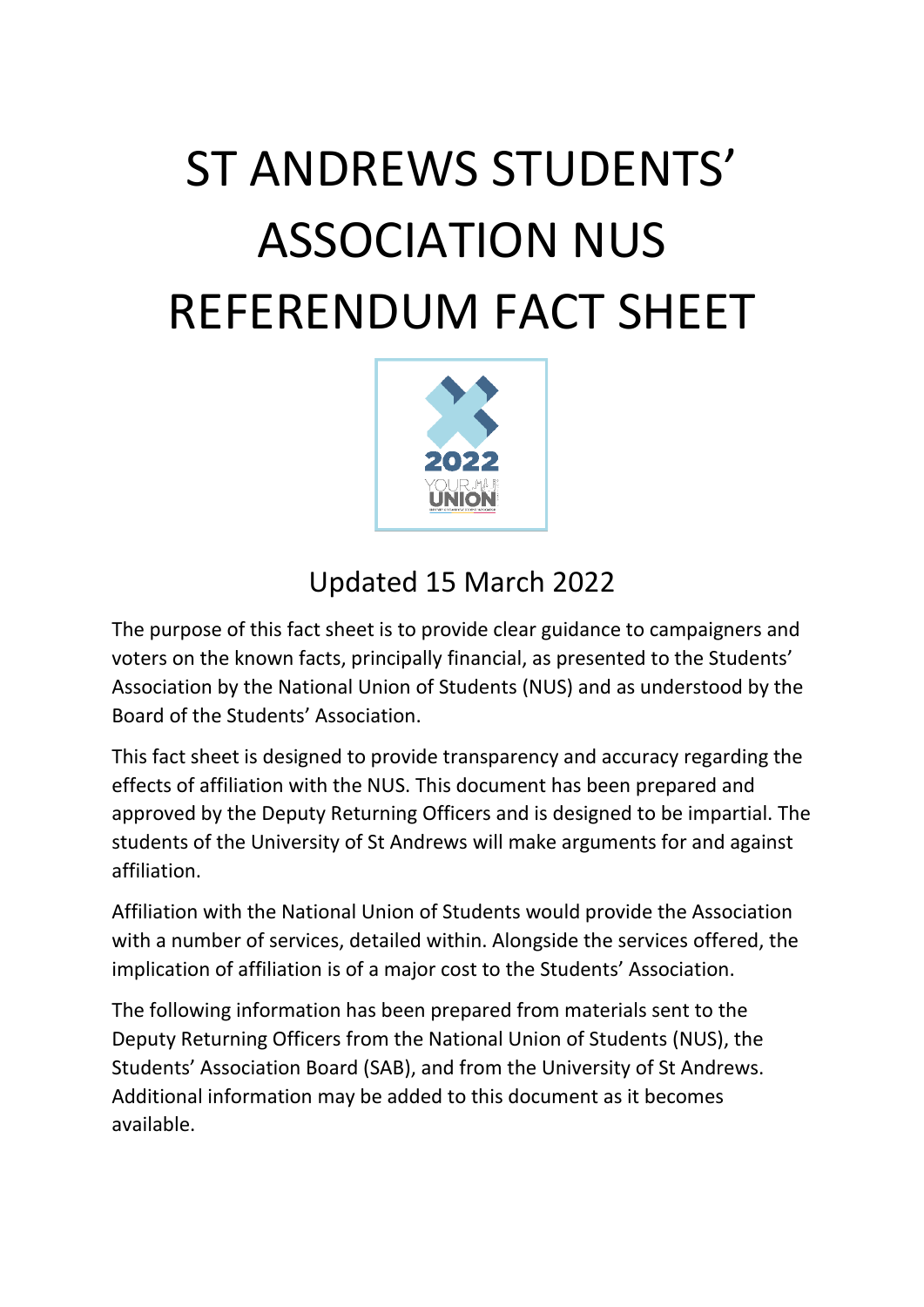# ST ANDREWS STUDENTS' ASSOCIATION NUS REFERENDUM FACT SHEET

## Updated 15 March 2022

The purpose of this fact sheet is to provide clear guidance to campaigners and voters on the known facts, principally financial, as presented to the Students' Association by the National Union of Students (NUS) and as understood by the Board of the Students' Association.

This fact sheet is designed to provide transparency and accuracy regarding the effects of affiliation with the NUS. This document has been prepared and approved by the Deputy Returning Officers and is designed to be impartial. The students of the University of St Andrews will make arguments for and against affiliation.

Affiliation with the National Union of Students would provide the Association with a number of services, detailed within. Alongside the services offered, the implication of affiliation is of a major cost to the Students' Association.

The following information has been prepared from materials sent to the Deputy Returning Officers from the National Union of Students (NUS), the Students' Association Board (SAB), and from the University of St Andrews. Additional information may be added to this document as it becomes available.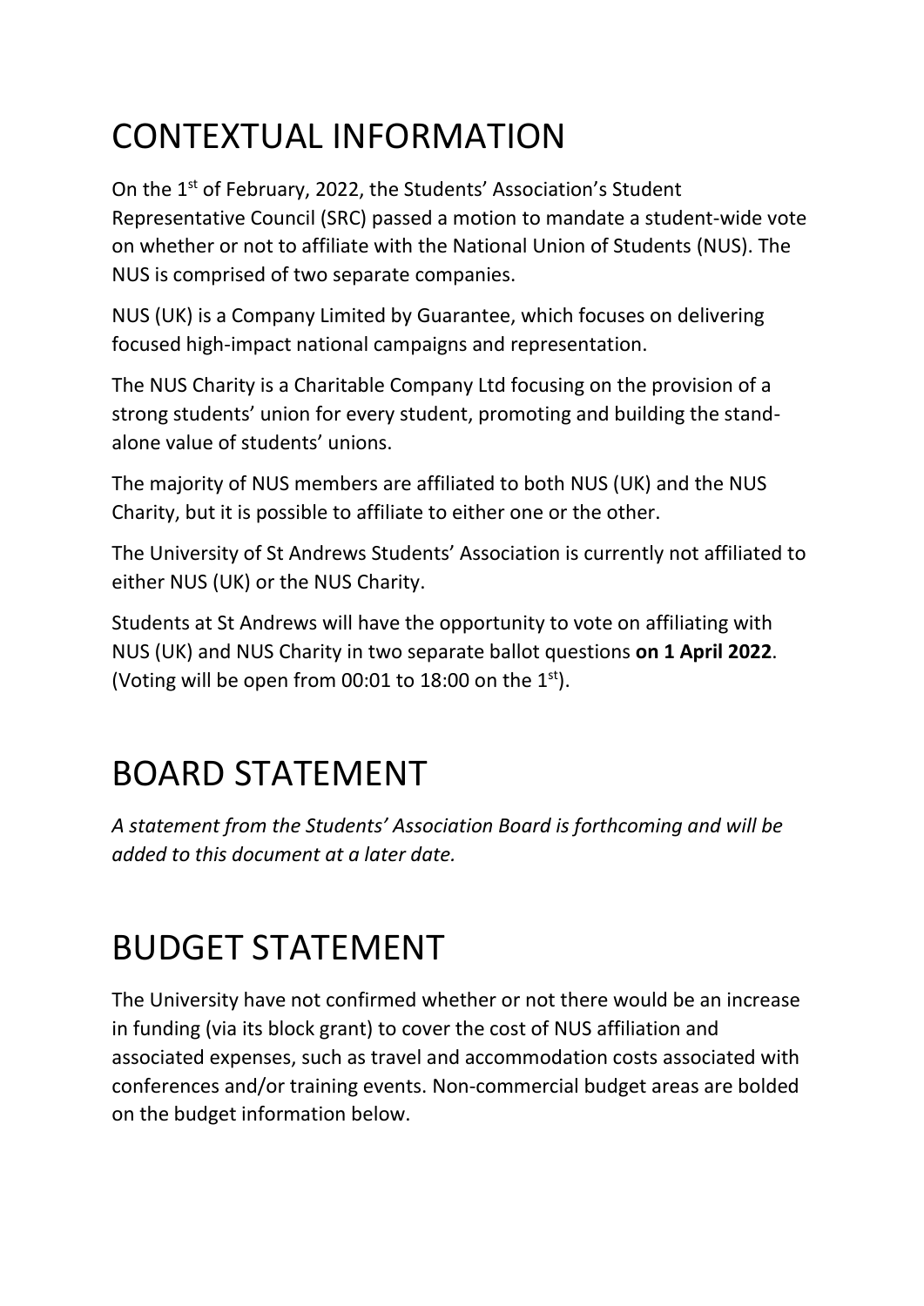# CONTEXTUAL INFORMATION

On the 1st of February, 2022, the Students' Association's Student Representative Council (SRC) passed a motion to mandate a student-wide vote on whether or not to affiliate with the National Union of Students (NUS). The NUS is comprised of two separate companies.

NUS (UK) is a Company Limited by Guarantee, which focuses on delivering focused high-impact national campaigns and representation.

The NUS Charity is a Charitable Company Ltd focusing on the provision of a strong students' union for every student, promoting and building the stand-alone value of students' unions.

The majority of NUS members are affiliated to both NUS (UK) and the NUS Charity, but it is possible to affiliate to either one or the other.

The University of St Andrews Students' Association is currently not affiliated to either NUS (UK) or the NUS Charity.

Students at St Andrews will have the opportunity to vote on affiliating with NUS (UK) and NUS Charity in two separate ballot questions **on 1 April 2022**. (Voting will be open from 00:01 to 18:00 on the 1st).

# BOARD STATEMENT

*A statement from the Students' Association Board is forthcoming and will be added to this document at a later date.*

# BUDGET STATEMENT

The University have not confirmed whether or not there would be an increase in funding (via its block grant) to cover the cost of NUS affiliation and associated expenses, such as travel and accommodation costs associated with conferences and/or training events. Non-commercial budget areas are bolded on the budget information below.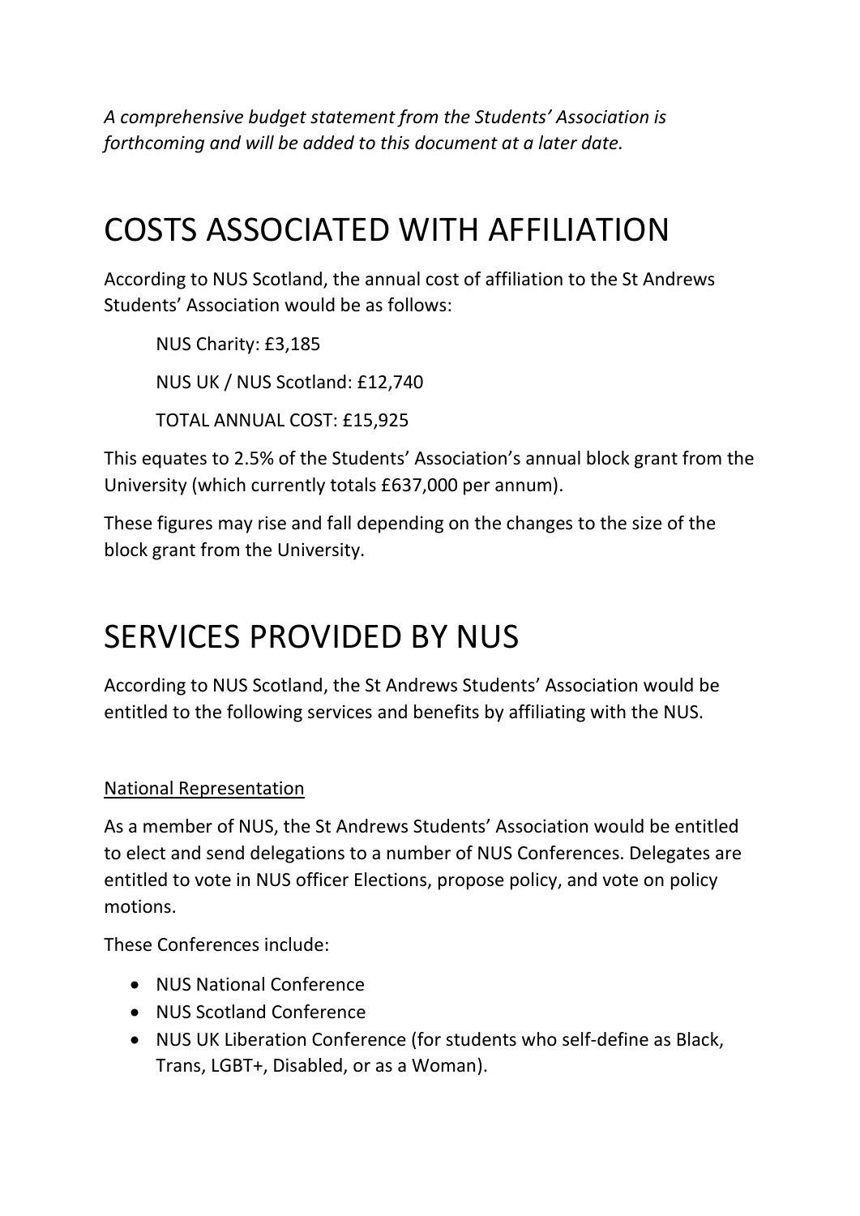*A comprehensive budget statement from the Students' Association is forthcoming and will be added to this document at a later date.*

# COSTS ASSOCIATED WITH AFFILIATION

According to NUS Scotland, the annual cost of affiliation to the St Andrews Students' Association would be as follows:

NUS Charity: £3,185

NUS UK / NUS Scotland: £12,740

TOTAL ANNUAL COST: £15,925

This equates to 2.5% of the Students' Association's annual block grant from the University (which currently totals £637,000 per annum).

These figures may rise and fall depending on the changes to the size of the block grant from the University.

# SERVICES PROVIDED BY NUS

According to NUS Scotland, the St Andrews Students' Association would be entitled to the following services and benefits by affiliating with the NUS.

<u>National Representation</u>

As a member of NUS, the St Andrews Students' Association would be entitled to elect and send delegations to a number of NUS Conferences. Delegates are entitled to vote in NUS officer Elections, propose policy, and vote on policy motions.

These Conferences include:

- NUS National Conference
- NUS Scotland Conference
- NUS UK Liberation Conference (for students who self-define as Black, Trans, LGBT+, Disabled, or as a Woman).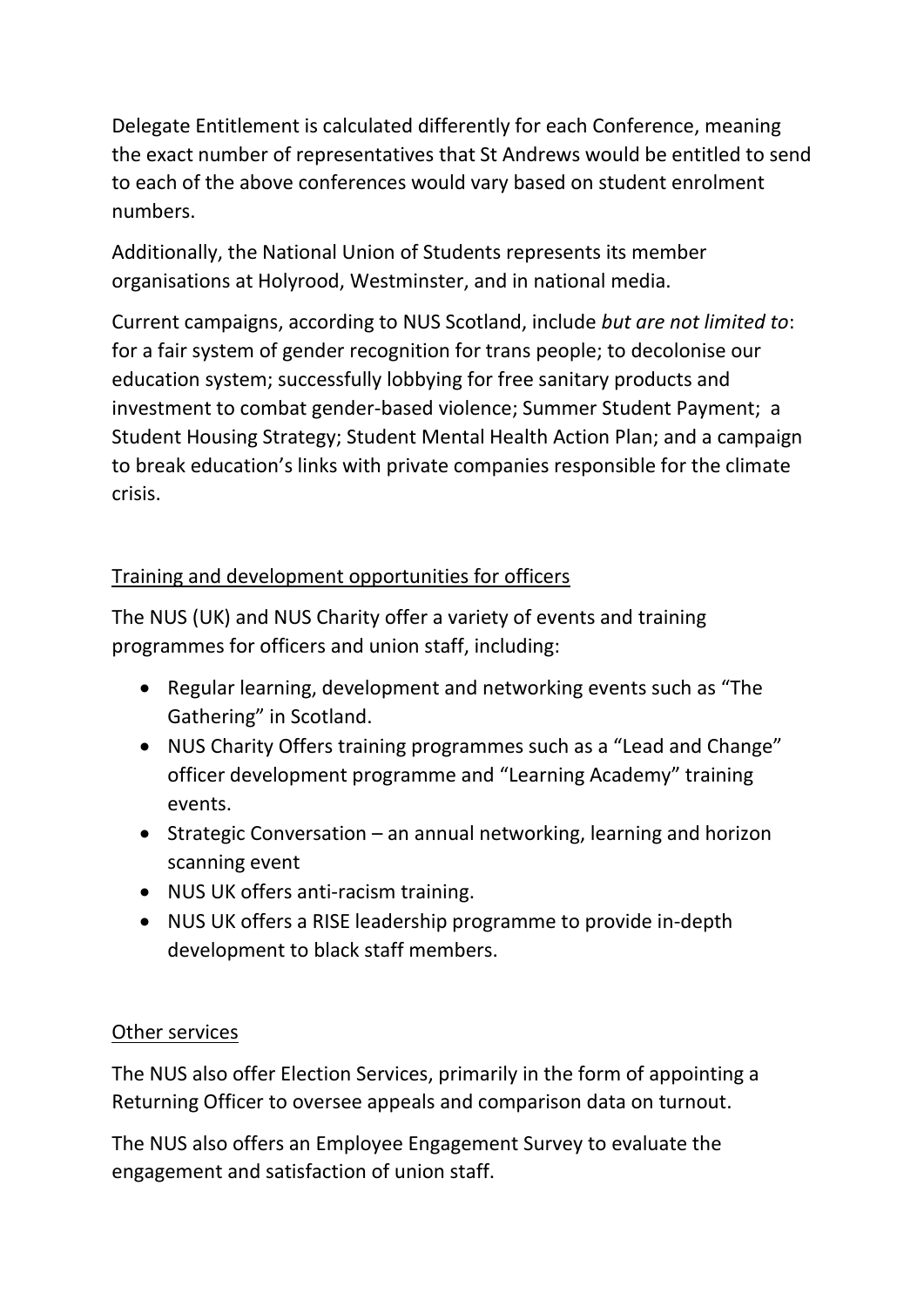Delegate Entitlement is calculated differently for each Conference, meaning the exact number of representatives that St Andrews would be entitled to send to each of the above conferences would vary based on student enrolment numbers.

Additionally, the National Union of Students represents its member organisations at Holyrood, Westminster, and in national media.

Current campaigns, according to NUS Scotland, include *but are not limited to*: for a fair system of gender recognition for trans people; to decolonise our education system; successfully lobbying for free sanitary products and investment to combat gender-based violence; Summer Student Payment; a Student Housing Strategy; Student Mental Health Action Plan; and a campaign to break education's links with private companies responsible for the climate crisis.

## Training and development opportunities for officers

The NUS (UK) and NUS Charity offer a variety of events and training programmes for officers and union staff, including:

- Regular learning, development and networking events such as "The Gathering" in Scotland.
- NUS Charity Offers training programmes such as a "Lead and Change" officer development programme and "Learning Academy" training events.
- Strategic Conversation – an annual networking, learning and horizon scanning event
- NUS UK offers anti-racism training.
- NUS UK offers a RISE leadership programme to provide in-depth development to black staff members.

## Other services

The NUS also offer Election Services, primarily in the form of appointing a Returning Officer to oversee appeals and comparison data on turnout.

The NUS also offers an Employee Engagement Survey to evaluate the engagement and satisfaction of union staff.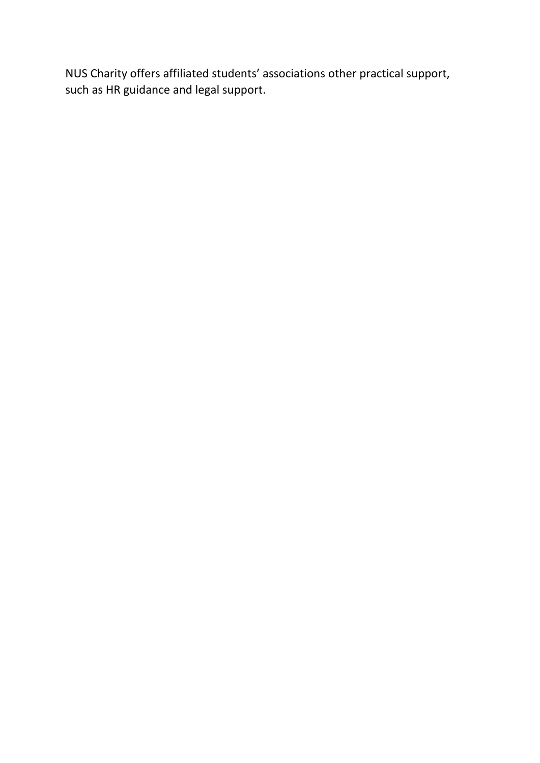NUS Charity offers affiliated students' associations other practical support, such as HR guidance and legal support.